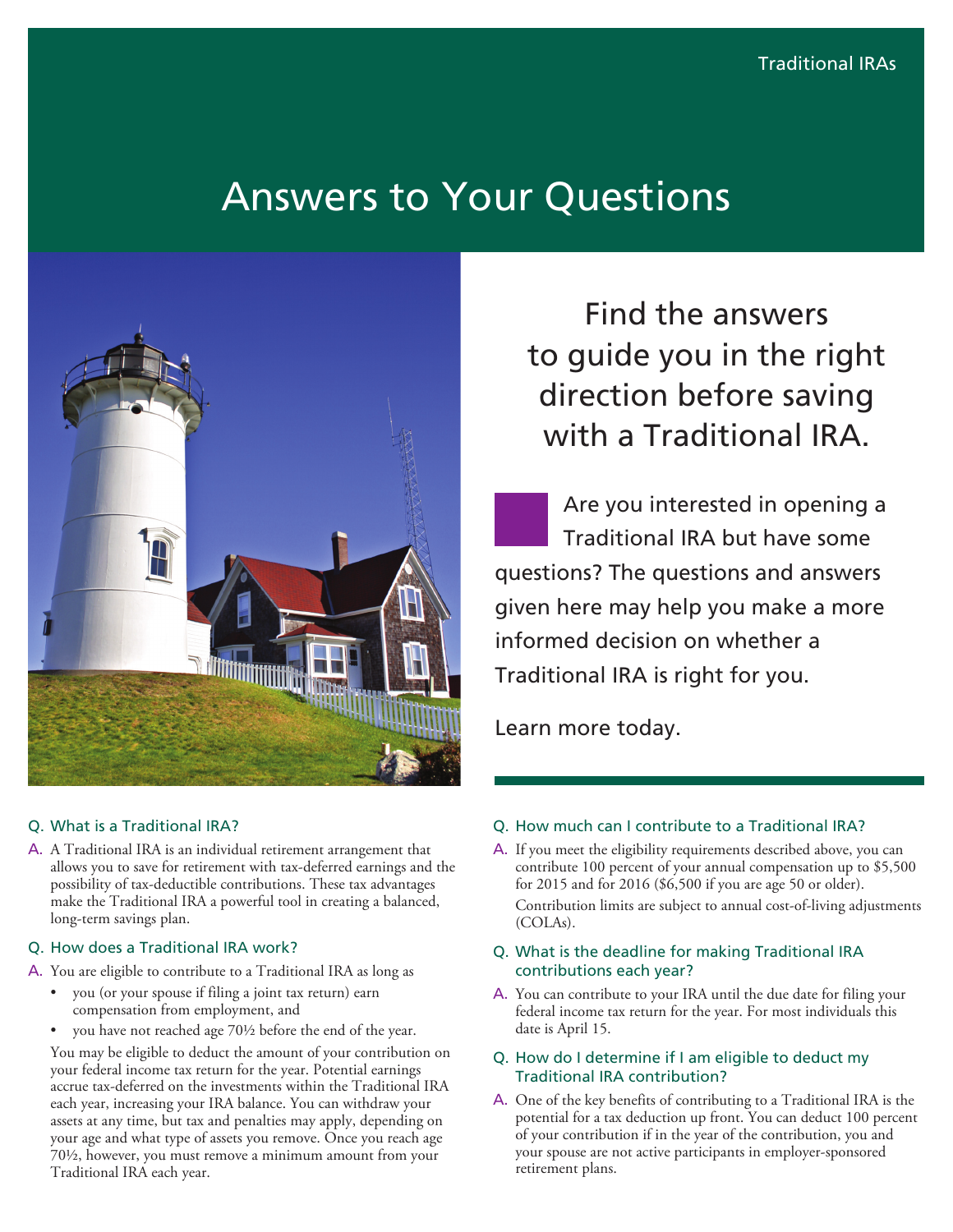Traditional IRAs

# Answers to Your Questions

## Find the answers to guide you in the right direction before saving with a Traditional IRA.

Are you interested in opening a Traditional IRA but have some questions? The questions and answers given here may help you make a more informed decision on whether a Traditional IRA is right for you.

Learn more today.

### Q. What is a Traditional IRA?

A. A Traditional IRA is an individual retirement arrangement that allows you to save for retirement with tax-deferred earnings and the possibility of tax-deductible contributions. These tax advantages make the Traditional IRA a powerful tool in creating a balanced, long-term savings plan.

### Q. How does a Traditional IRA work?

A. You are eligible to contribute to a Traditional IRA as long as

- you (or your spouse if filing a joint tax return) earn compensation from employment, and
- you have not reached age 70½ before the end of the year.

You may be eligible to deduct the amount of your contribution on your federal income tax return for the year. Potential earnings accrue tax-deferred on the investments within the Traditional IRA each year, increasing your IRA balance. You can withdraw your assets at any time, but tax and penalties may apply, depending on your age and what type of assets you remove. Once you reach age 70½, however, you must remove a minimum amount from your Traditional IRA each year.

### Q. How much can I contribute to a Traditional IRA?

A. If you meet the eligibility requirements described above, you can contribute 100 percent of your annual compensation up to $5,500 for 2015 and for 2016 ($6,500 if you are age 50 or older).

Contribution limits are subject to annual cost-of-living adjustments (COLAs).

### Q. What is the deadline for making Traditional IRA contributions each year?

A. You can contribute to your IRA until the due date for filing your federal income tax return for the year. For most individuals this date is April 15.

### Q. How do I determine if I am eligible to deduct my Traditional IRA contribution?

A. One of the key benefits of contributing to a Traditional IRA is the potential for a tax deduction up front. You can deduct 100 percent of your contribution if in the year of the contribution, you and your spouse are not active participants in employer-sponsored retirement plans.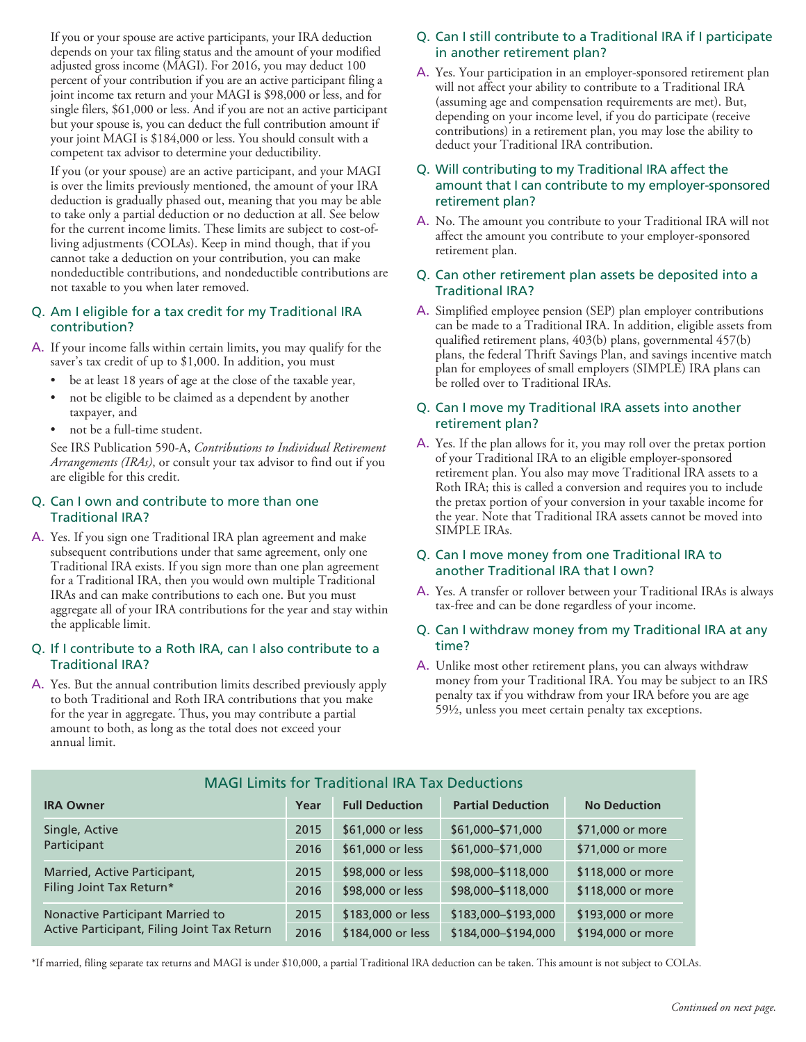If you or your spouse are active participants, your IRA deduction depends on your tax filing status and the amount of your modified adjusted gross income (MAGI). For 2016, you may deduct 100 percent of your contribution if you are an active participant filing a joint income tax return and your MAGI is $98,000 or less, and for single filers, $61,000 or less. And if you are not an active participant but your spouse is, you can deduct the full contribution amount if your joint MAGI is $184,000 or less. You should consult with a competent tax advisor to determine your deductibility.

If you (or your spouse) are an active participant, and your MAGI is over the limits previously mentioned, the amount of your IRA deduction is gradually phased out, meaning that you may be able to take only a partial deduction or no deduction at all. See below for the current income limits. These limits are subject to cost-of-living adjustments (COLAs). Keep in mind though, that if you cannot take a deduction on your contribution, you can make nondeductible contributions, and nondeductible contributions are not taxable to you when later removed.

### Q. Am I eligible for a tax credit for my Traditional IRA contribution?

A. If your income falls within certain limits, you may qualify for the saver's tax credit of up to $1,000. In addition, you must

- be at least 18 years of age at the close of the taxable year,
- not be eligible to be claimed as a dependent by another taxpayer, and
- not be a full-time student.

See IRS Publication 590-A, *Contributions to Individual Retirement Arrangements (IRAs)*, or consult your tax advisor to find out if you are eligible for this credit.

### Q. Can I own and contribute to more than one Traditional IRA?

A. Yes. If you sign one Traditional IRA plan agreement and make subsequent contributions under that same agreement, only one Traditional IRA exists. If you sign more than one plan agreement for a Traditional IRA, then you would own multiple Traditional IRAs and can make contributions to each one. But you must aggregate all of your IRA contributions for the year and stay within the applicable limit.

### Q. If I contribute to a Roth IRA, can I also contribute to a Traditional IRA?

A. Yes. But the annual contribution limits described previously apply to both Traditional and Roth IRA contributions that you make for the year in aggregate. Thus, you may contribute a partial amount to both, as long as the total does not exceed your annual limit.

### Q. Can I still contribute to a Traditional IRA if I participate in another retirement plan?

A. Yes. Your participation in an employer-sponsored retirement plan will not affect your ability to contribute to a Traditional IRA (assuming age and compensation requirements are met). But, depending on your income level, if you do participate (receive contributions) in a retirement plan, you may lose the ability to deduct your Traditional IRA contribution.

### Q. Will contributing to my Traditional IRA affect the amount that I can contribute to my employer-sponsored retirement plan?

A. No. The amount you contribute to your Traditional IRA will not affect the amount you contribute to your employer-sponsored retirement plan.

### Q. Can other retirement plan assets be deposited into a Traditional IRA?

A. Simplified employee pension (SEP) plan employer contributions can be made to a Traditional IRA. In addition, eligible assets from qualified retirement plans, 403(b) plans, governmental 457(b) plans, the federal Thrift Savings Plan, and savings incentive match plan for employees of small employers (SIMPLE) IRA plans can be rolled over to Traditional IRAs.

### Q. Can I move my Traditional IRA assets into another retirement plan?

A. Yes. If the plan allows for it, you may roll over the pretax portion of your Traditional IRA to an eligible employer-sponsored retirement plan. You also may move Traditional IRA assets to a Roth IRA; this is called a conversion and requires you to include the pretax portion of your conversion in your taxable income for the year. Note that Traditional IRA assets cannot be moved into SIMPLE IRAs.

### Q. Can I move money from one Traditional IRA to another Traditional IRA that I own?

A. Yes. A transfer or rollover between your Traditional IRAs is always tax-free and can be done regardless of your income.

### Q. Can I withdraw money from my Traditional IRA at any time?

A. Unlike most other retirement plans, you can always withdraw money from your Traditional IRA. You may be subject to an IRS penalty tax if you withdraw from your IRA before you are age 59½, unless you meet certain penalty tax exceptions.

**MAGI Limits for Traditional IRA Tax Deductions**

| IRA Owner | Year | Full Deduction | Partial Deduction | No Deduction |
|---|---|---|---|---|
| Single, Active Participant | 2015 | $61,000 or less | $61,000–$71,000 | $71,000 or more |
| | 2016 | $61,000 or less | $61,000–$71,000 | $71,000 or more |
| Married, Active Participant, Filing Joint Tax Return* | 2015 | $98,000 or less | $98,000–$118,000 | $118,000 or more |
| | 2016 | $98,000 or less | $98,000–$118,000 | $118,000 or more |
| Nonactive Participant Married to Active Participant, Filing Joint Tax Return | 2015 | $183,000 or less | $183,000–$193,000 | $193,000 or more |
| | 2016 | $184,000 or less | $184,000–$194,000 | $194,000 or more |

*If married, filing separate tax returns and MAGI is under $10,000, a partial Traditional IRA deduction can be taken. This amount is not subject to COLAs.

*Continued on next page.*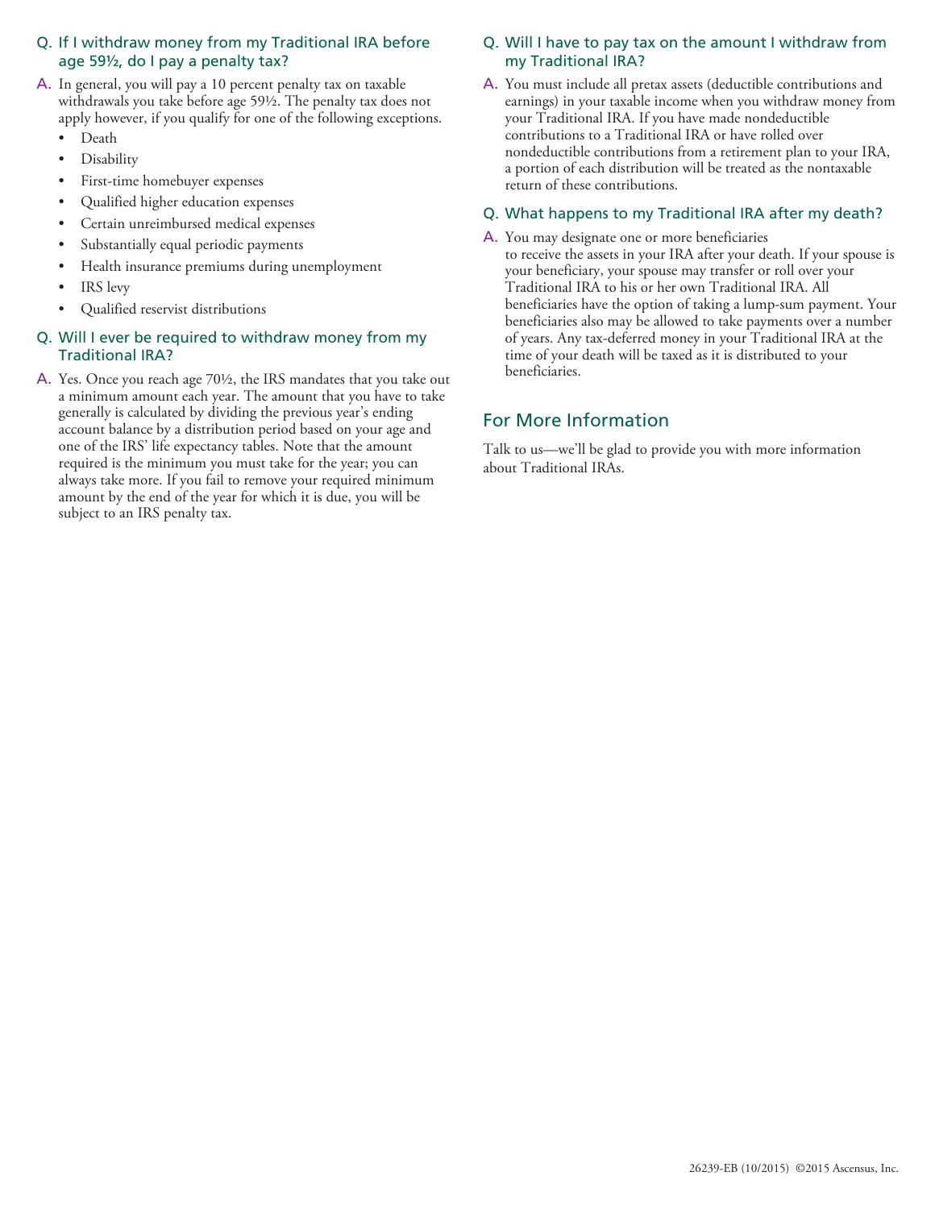**Q. If I withdraw money from my Traditional IRA before age 59½, do I pay a penalty tax?**

A. In general, you will pay a 10 percent penalty tax on taxable withdrawals you take before age 59½. The penalty tax does not apply however, if you qualify for one of the following exceptions.

- Death
- Disability
- First-time homebuyer expenses
- Qualified higher education expenses
- Certain unreimbursed medical expenses
- Substantially equal periodic payments
- Health insurance premiums during unemployment
- IRS levy
- Qualified reservist distributions

**Q. Will I ever be required to withdraw money from my Traditional IRA?**

A. Yes. Once you reach age 70½, the IRS mandates that you take out a minimum amount each year. The amount that you have to take generally is calculated by dividing the previous year's ending account balance by a distribution period based on your age and one of the IRS' life expectancy tables. Note that the amount required is the minimum you must take for the year; you can always take more. If you fail to remove your required minimum amount by the end of the year for which it is due, you will be subject to an IRS penalty tax.

**Q. Will I have to pay tax on the amount I withdraw from my Traditional IRA?**

A. You must include all pretax assets (deductible contributions and earnings) in your taxable income when you withdraw money from your Traditional IRA. If you have made nondeductible contributions to a Traditional IRA or have rolled over nondeductible contributions from a retirement plan to your IRA, a portion of each distribution will be treated as the nontaxable return of these contributions.

**Q. What happens to my Traditional IRA after my death?**

A. You may designate one or more beneficiaries to receive the assets in your IRA after your death. If your spouse is your beneficiary, your spouse may transfer or roll over your Traditional IRA to his or her own Traditional IRA. All beneficiaries have the option of taking a lump-sum payment. Your beneficiaries also may be allowed to take payments over a number of years. Any tax-deferred money in your Traditional IRA at the time of your death will be taxed as it is distributed to your beneficiaries.

## For More Information

Talk to us—we'll be glad to provide you with more information about Traditional IRAs.

26239-EB (10/2015) ©2015 Ascensus, Inc.